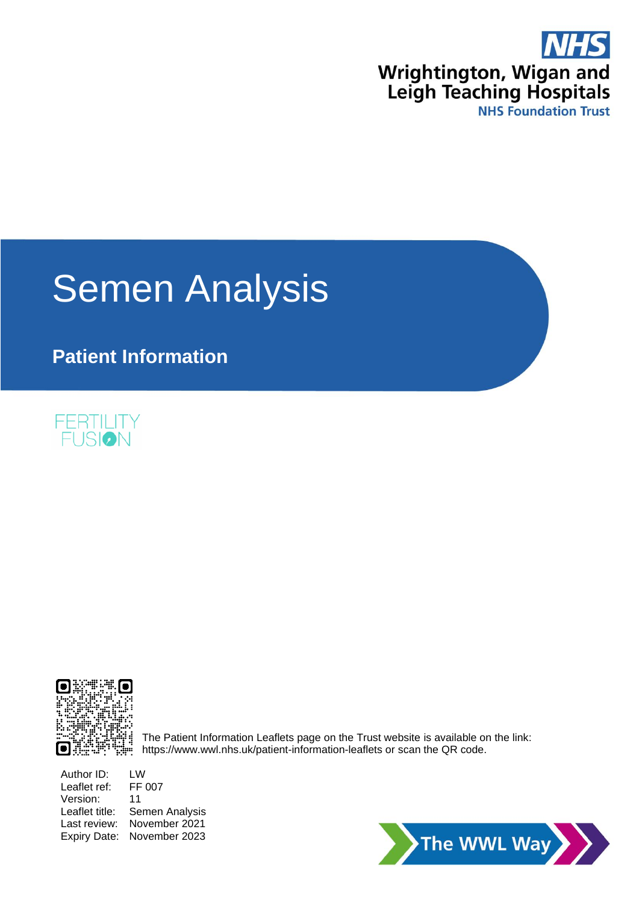NHS

Wrightington, Wigan and Leigh Teaching Hospitals

NHS Foundation Trust

# Semen Analysis

## Patient Information

FERTILITY FUSION

The Patient Information Leaflets page on the Trust website is available on the link: https://www.wwl.nhs.uk/patient-information-leaflets or scan the QR code.

Author ID: LW
Leaflet ref: FF 007
Version: 11
Leaflet title: Semen Analysis
Last review: November 2021
Expiry Date: November 2023

The WWL Way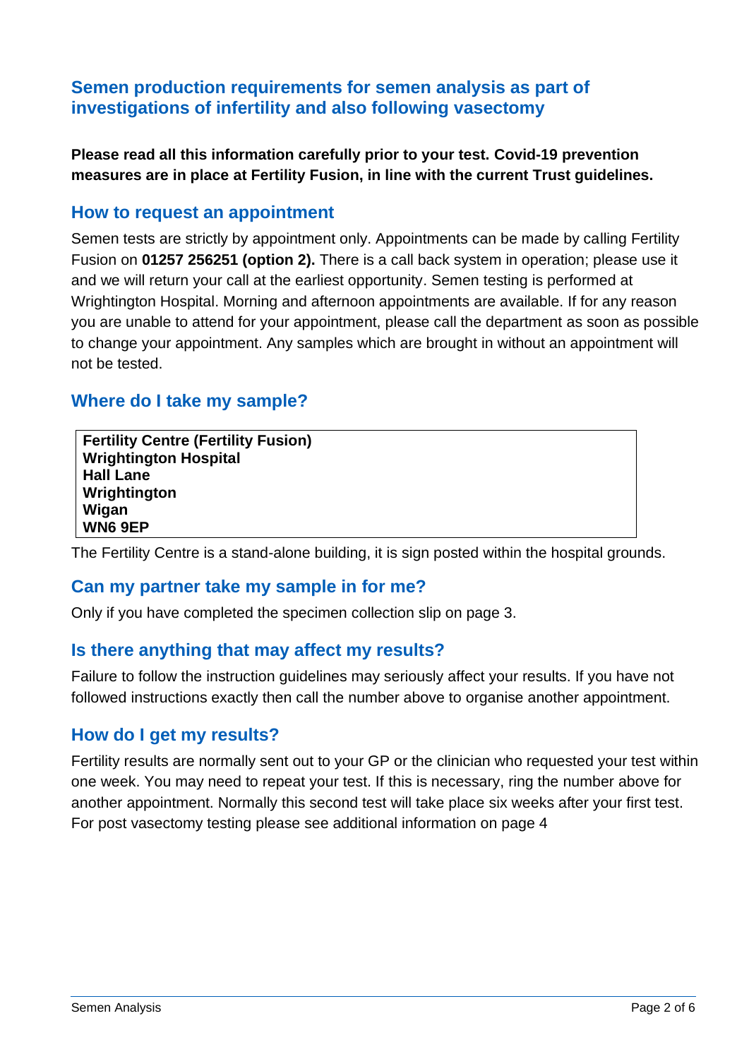## Semen production requirements for semen analysis as part of investigations of infertility and also following vasectomy

**Please read all this information carefully prior to your test. Covid-19 prevention measures are in place at Fertility Fusion, in line with the current Trust guidelines.**

### How to request an appointment

Semen tests are strictly by appointment only. Appointments can be made by calling Fertility Fusion on **01257 256251 (option 2).** There is a call back system in operation; please use it and we will return your call at the earliest opportunity. Semen testing is performed at Wrightington Hospital. Morning and afternoon appointments are available. If for any reason you are unable to attend for your appointment, please call the department as soon as possible to change your appointment. Any samples which are brought in without an appointment will not be tested.

### Where do I take my sample?

**Fertility Centre (Fertility Fusion)**
**Wrightington Hospital**
**Hall Lane**
**Wrightington**
**Wigan**
**WN6 9EP**

The Fertility Centre is a stand-alone building, it is sign posted within the hospital grounds.

### Can my partner take my sample in for me?

Only if you have completed the specimen collection slip on page 3.

### Is there anything that may affect my results?

Failure to follow the instruction guidelines may seriously affect your results. If you have not followed instructions exactly then call the number above to organise another appointment.

### How do I get my results?

Fertility results are normally sent out to your GP or the clinician who requested your test within one week. You may need to repeat your test. If this is necessary, ring the number above for another appointment. Normally this second test will take place six weeks after your first test. For post vasectomy testing please see additional information on page 4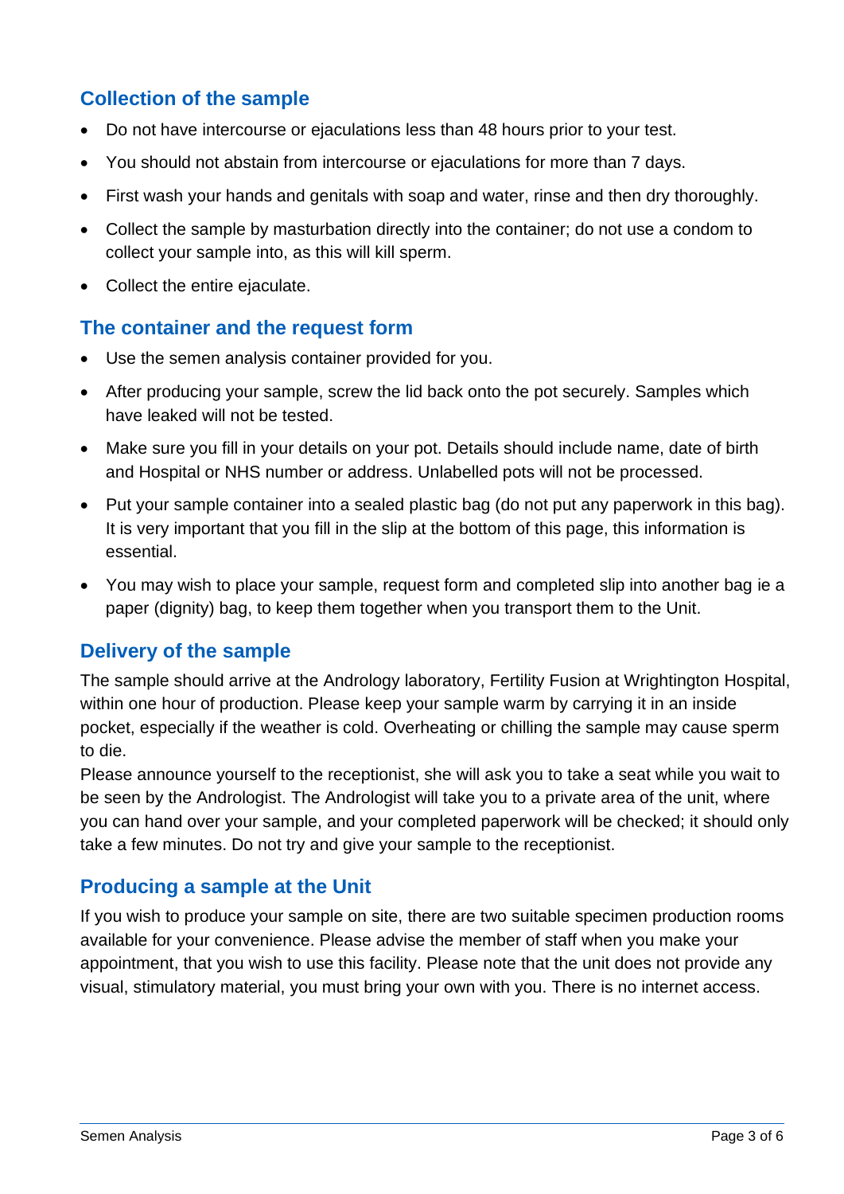## Collection of the sample

- Do not have intercourse or ejaculations less than 48 hours prior to your test.
- You should not abstain from intercourse or ejaculations for more than 7 days.
- First wash your hands and genitals with soap and water, rinse and then dry thoroughly.
- Collect the sample by masturbation directly into the container; do not use a condom to collect your sample into, as this will kill sperm.
- Collect the entire ejaculate.

## The container and the request form

- Use the semen analysis container provided for you.
- After producing your sample, screw the lid back onto the pot securely. Samples which have leaked will not be tested.
- Make sure you fill in your details on your pot. Details should include name, date of birth and Hospital or NHS number or address. Unlabelled pots will not be processed.
- Put your sample container into a sealed plastic bag (do not put any paperwork in this bag). It is very important that you fill in the slip at the bottom of this page, this information is essential.
- You may wish to place your sample, request form and completed slip into another bag ie a paper (dignity) bag, to keep them together when you transport them to the Unit.

## Delivery of the sample

The sample should arrive at the Andrology laboratory, Fertility Fusion at Wrightington Hospital, within one hour of production. Please keep your sample warm by carrying it in an inside pocket, especially if the weather is cold. Overheating or chilling the sample may cause sperm to die.

Please announce yourself to the receptionist, she will ask you to take a seat while you wait to be seen by the Andrologist. The Andrologist will take you to a private area of the unit, where you can hand over your sample, and your completed paperwork will be checked; it should only take a few minutes. Do not try and give your sample to the receptionist.

## Producing a sample at the Unit

If you wish to produce your sample on site, there are two suitable specimen production rooms available for your convenience. Please advise the member of staff when you make your appointment, that you wish to use this facility. Please note that the unit does not provide any visual, stimulatory material, you must bring your own with you. There is no internet access.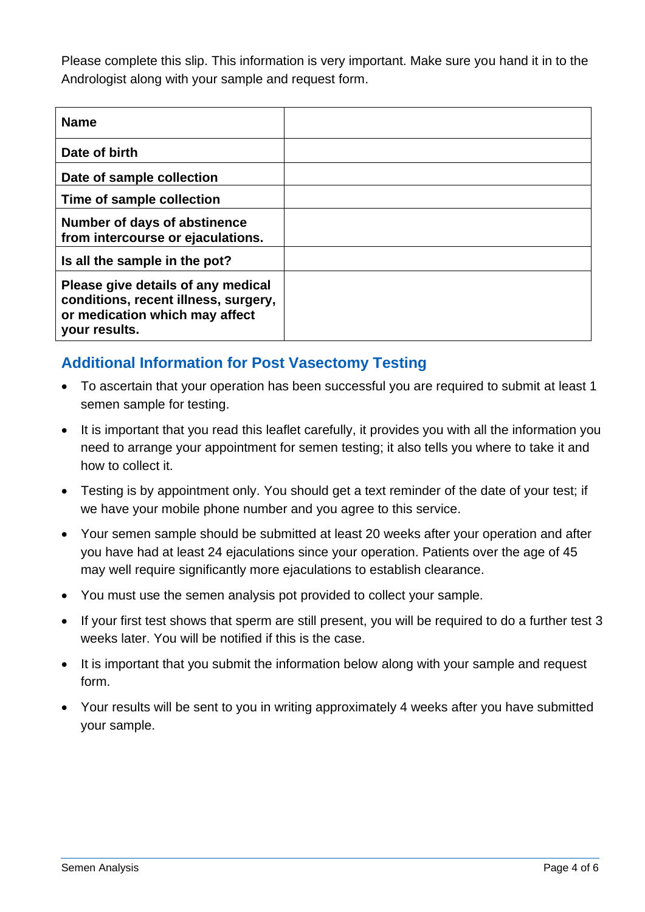Please complete this slip. This information is very important. Make sure you hand it in to the Andrologist along with your sample and request form.

| **Name** | |
|---|---|
| **Date of birth** | |
| **Date of sample collection** | |
| **Time of sample collection** | |
| **Number of days of abstinence from intercourse or ejaculations.** | |
| **Is all the sample in the pot?** | |
| **Please give details of any medical conditions, recent illness, surgery, or medication which may affect your results.** | |

## Additional Information for Post Vasectomy Testing

- To ascertain that your operation has been successful you are required to submit at least 1 semen sample for testing.
- It is important that you read this leaflet carefully, it provides you with all the information you need to arrange your appointment for semen testing; it also tells you where to take it and how to collect it.
- Testing is by appointment only. You should get a text reminder of the date of your test; if we have your mobile phone number and you agree to this service.
- Your semen sample should be submitted at least 20 weeks after your operation and after you have had at least 24 ejaculations since your operation. Patients over the age of 45 may well require significantly more ejaculations to establish clearance.
- You must use the semen analysis pot provided to collect your sample.
- If your first test shows that sperm are still present, you will be required to do a further test 3 weeks later. You will be notified if this is the case.
- It is important that you submit the information below along with your sample and request form.
- Your results will be sent to you in writing approximately 4 weeks after you have submitted your sample.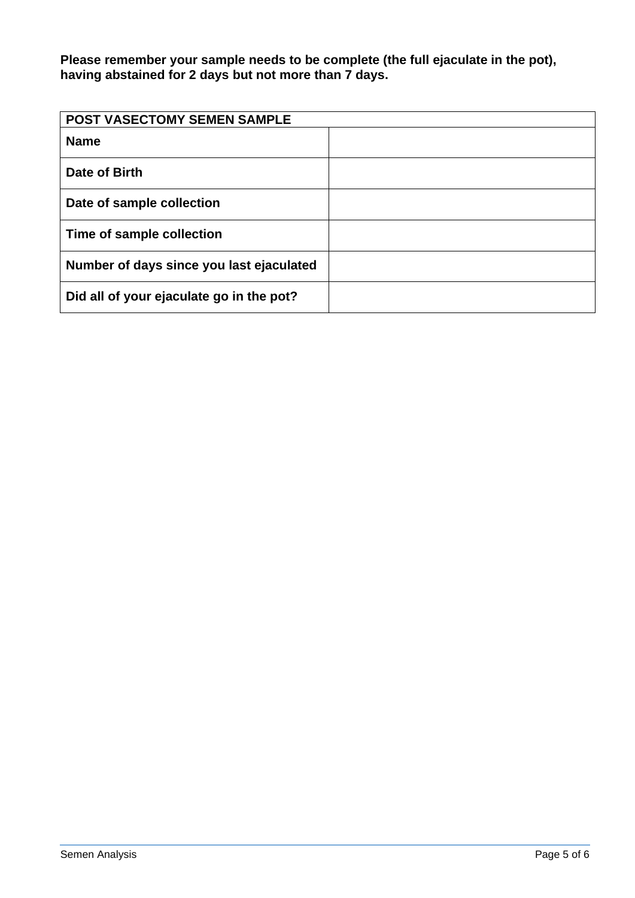**Please remember your sample needs to be complete (the full ejaculate in the pot), having abstained for 2 days but not more than 7 days.**

| **POST VASECTOMY SEMEN SAMPLE** | |
|---|---|
| **Name** | |
| **Date of Birth** | |
| **Date of sample collection** | |
| **Time of sample collection** | |
| **Number of days since you last ejaculated** | |
| **Did all of your ejaculate go in the pot?** | |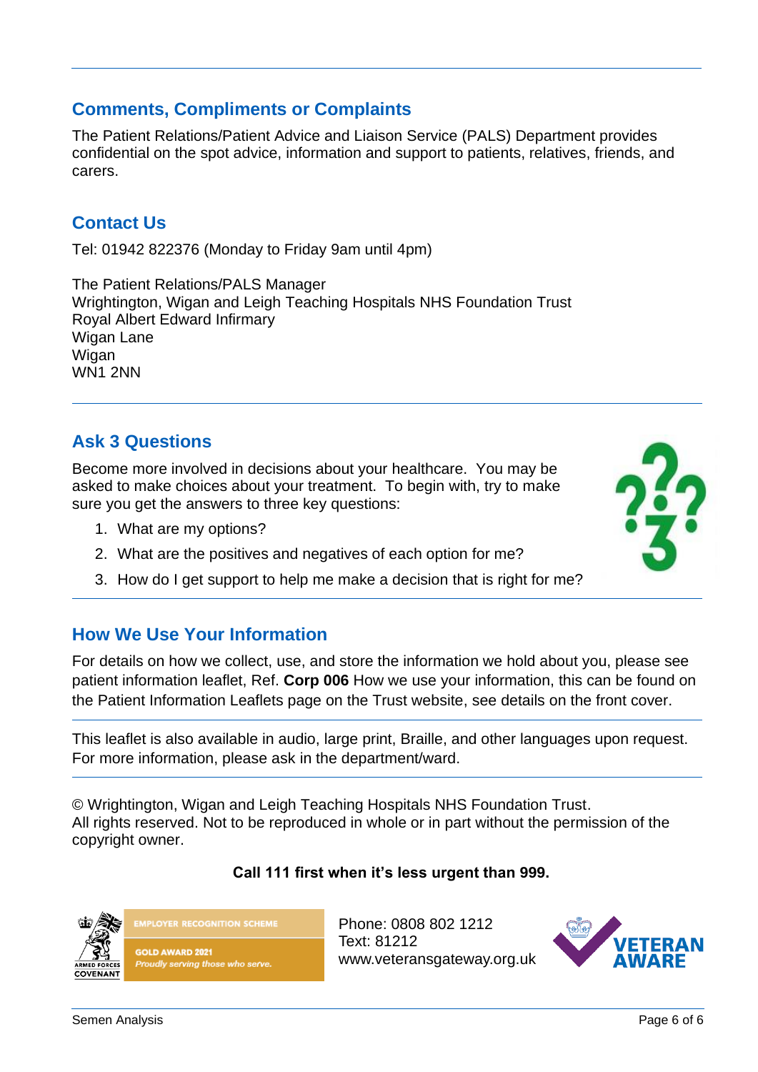## Comments, Compliments or Complaints

The Patient Relations/Patient Advice and Liaison Service (PALS) Department provides confidential on the spot advice, information and support to patients, relatives, friends, and carers.

## Contact Us

Tel: 01942 822376 (Monday to Friday 9am until 4pm)

The Patient Relations/PALS Manager
Wrightington, Wigan and Leigh Teaching Hospitals NHS Foundation Trust
Royal Albert Edward Infirmary
Wigan Lane
Wigan
WN1 2NN

## Ask 3 Questions

Become more involved in decisions about your healthcare. You may be asked to make choices about your treatment. To begin with, try to make sure you get the answers to three key questions:

1. What are my options?
2. What are the positives and negatives of each option for me?
3. How do I get support to help me make a decision that is right for me?

## How We Use Your Information

For details on how we collect, use, and store the information we hold about you, please see patient information leaflet, Ref. **Corp 006** How we use your information, this can be found on the Patient Information Leaflets page on the Trust website, see details on the front cover.

This leaflet is also available in audio, large print, Braille, and other languages upon request. For more information, please ask in the department/ward.

© Wrightington, Wigan and Leigh Teaching Hospitals NHS Foundation Trust.
All rights reserved. Not to be reproduced in whole or in part without the permission of the copyright owner.

**Call 111 first when it's less urgent than 999.**

ARMED FORCES COVENANT
EMPLOYER RECOGNITION SCHEME
GOLD AWARD 2021
*Proudly serving those who serve.*

Phone: 0808 802 1212
Text: 81212
www.veteransgateway.org.uk

VETERAN AWARE